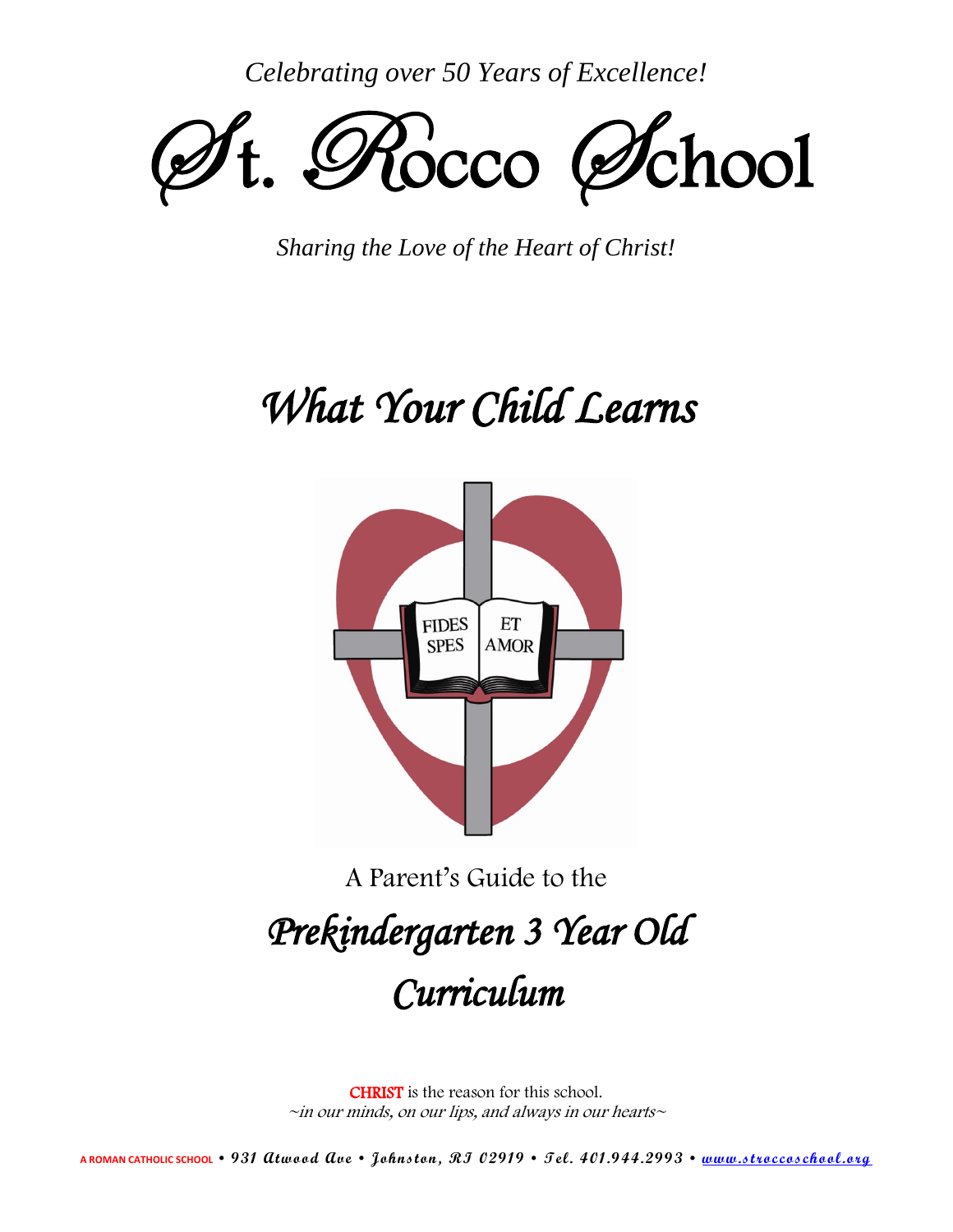*Celebrating over 50 Years of Excellence!*

# St. Rocco School

*Sharing the Love of the Heart of Christ!*

## *What Your Child Learns*

FIDES SPES ET AMOR

A Parent's Guide to the

## *Prekindergarten 3 Year Old Curriculum*

CHRIST is the reason for this school.
*~in our minds, on our lips, and always in our hearts~*

A ROMAN CATHOLIC SCHOOL • 931 Atwood Ave • Johnston, RI 02919 • Tel. 401.944.2993 • www.stroccoschool.org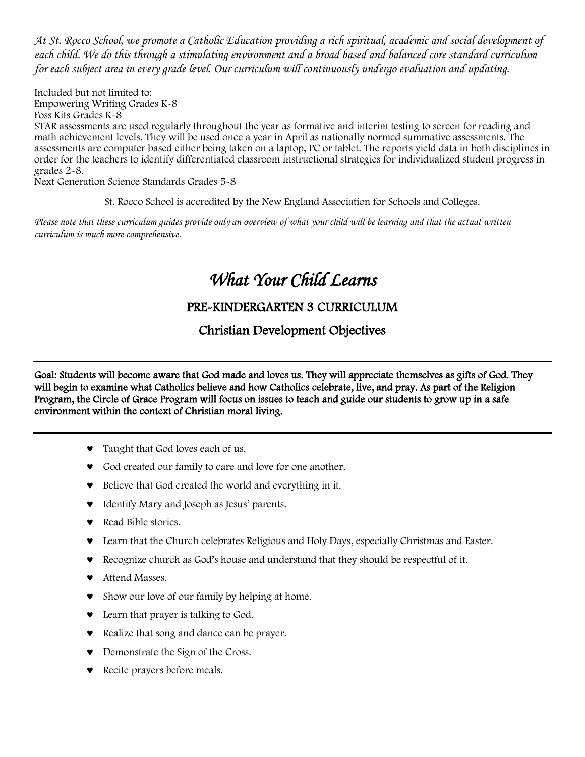*At St. Rocco School, we promote a Catholic Education providing a rich spiritual, academic and social development of each child. We do this through a stimulating environment and a broad based and balanced core standard curriculum for each subject area in every grade level. Our curriculum will continuously undergo evaluation and updating.*

Included but not limited to:
Empowering Writing Grades K-8
Foss Kits Grades K-8
STAR assessments are used regularly throughout the year as formative and interim testing to screen for reading and math achievement levels. They will be used once a year in April as nationally normed summative assessments. The assessments are computer based either being taken on a laptop, PC or tablet. The reports yield data in both disciplines in order for the teachers to identify differentiated classroom instructional strategies for individualized student progress in grades 2-8.
Next Generation Science Standards Grades 5-8

St. Rocco School is accredited by the New England Association for Schools and Colleges.

*Please note that these curriculum guides provide only an overview of what your child will be learning and that the actual written curriculum is much more comprehensive.*

# *What Your Child Learns*

## PRE-KINDERGARTEN 3 CURRICULUM

## Christian Development Objectives

---

**Goal: Students will become aware that God made and loves us. They will appreciate themselves as gifts of God. They will begin to examine what Catholics believe and how Catholics celebrate, live, and pray. As part of the Religion Program, the Circle of Grace Program will focus on issues to teach and guide our students to grow up in a safe environment within the context of Christian moral living.**

---

- Taught that God loves each of us.
- God created our family to care and love for one another.
- Believe that God created the world and everything in it.
- Identify Mary and Joseph as Jesus' parents.
- Read Bible stories.
- Learn that the Church celebrates Religious and Holy Days, especially Christmas and Easter.
- Recognize church as God's house and understand that they should be respectful of it.
- Attend Masses.
- Show our love of our family by helping at home.
- Learn that prayer is talking to God.
- Realize that song and dance can be prayer.
- Demonstrate the Sign of the Cross.
- Recite prayers before meals.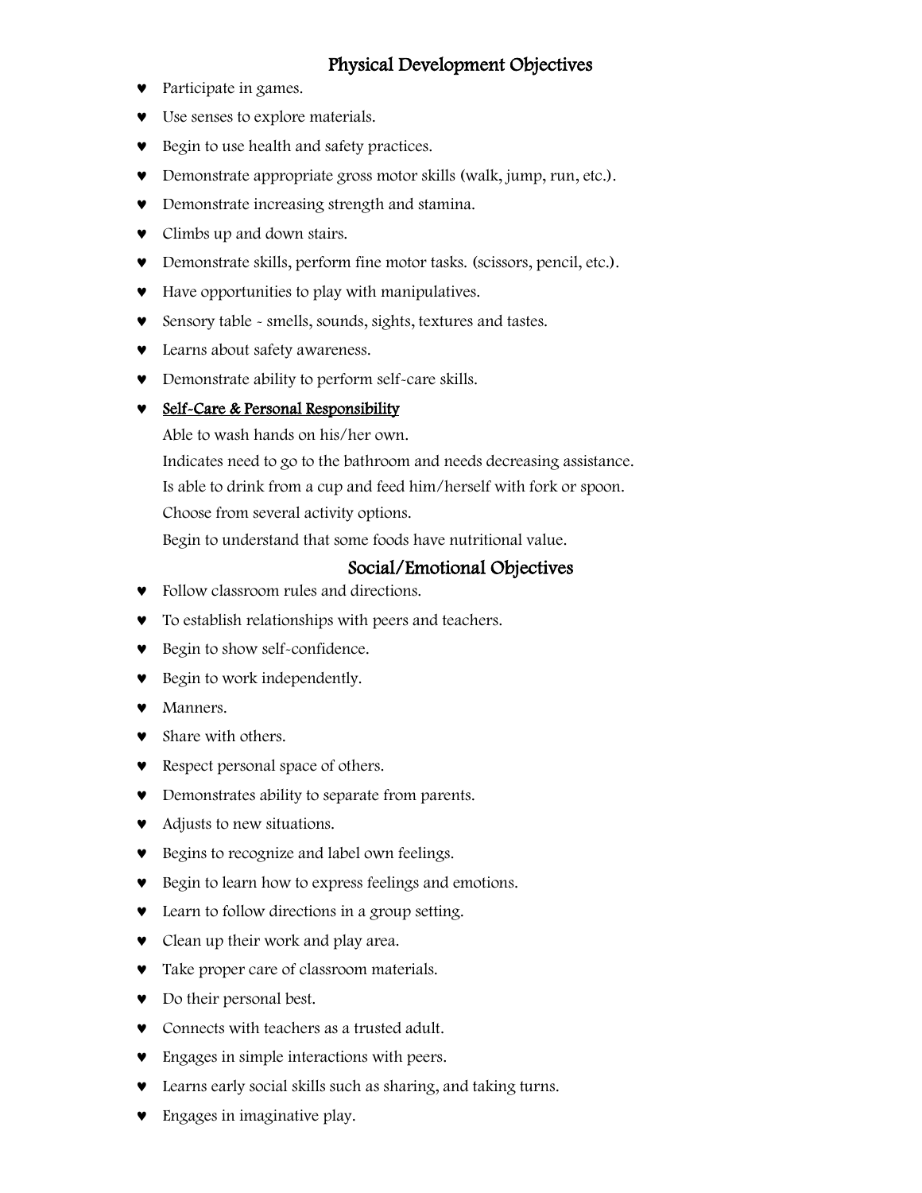## Physical Development Objectives

- Participate in games.
- Use senses to explore materials.
- Begin to use health and safety practices.
- Demonstrate appropriate gross motor skills (walk, jump, run, etc.).
- Demonstrate increasing strength and stamina.
- Climbs up and down stairs.
- Demonstrate skills, perform fine motor tasks. (scissors, pencil, etc.).
- Have opportunities to play with manipulatives.
- Sensory table - smells, sounds, sights, textures and tastes.
- Learns about safety awareness.
- Demonstrate ability to perform self-care skills.
- <u>Self-Care & Personal Responsibility</u>

  Able to wash hands on his/her own.

  Indicates need to go to the bathroom and needs decreasing assistance.

  Is able to drink from a cup and feed him/herself with fork or spoon.

  Choose from several activity options.

  Begin to understand that some foods have nutritional value.

## Social/Emotional Objectives

- Follow classroom rules and directions.
- To establish relationships with peers and teachers.
- Begin to show self-confidence.
- Begin to work independently.
- Manners.
- Share with others.
- Respect personal space of others.
- Demonstrates ability to separate from parents.
- Adjusts to new situations.
- Begins to recognize and label own feelings.
- Begin to learn how to express feelings and emotions.
- Learn to follow directions in a group setting.
- Clean up their work and play area.
- Take proper care of classroom materials.
- Do their personal best.
- Connects with teachers as a trusted adult.
- Engages in simple interactions with peers.
- Learns early social skills such as sharing, and taking turns.
- Engages in imaginative play.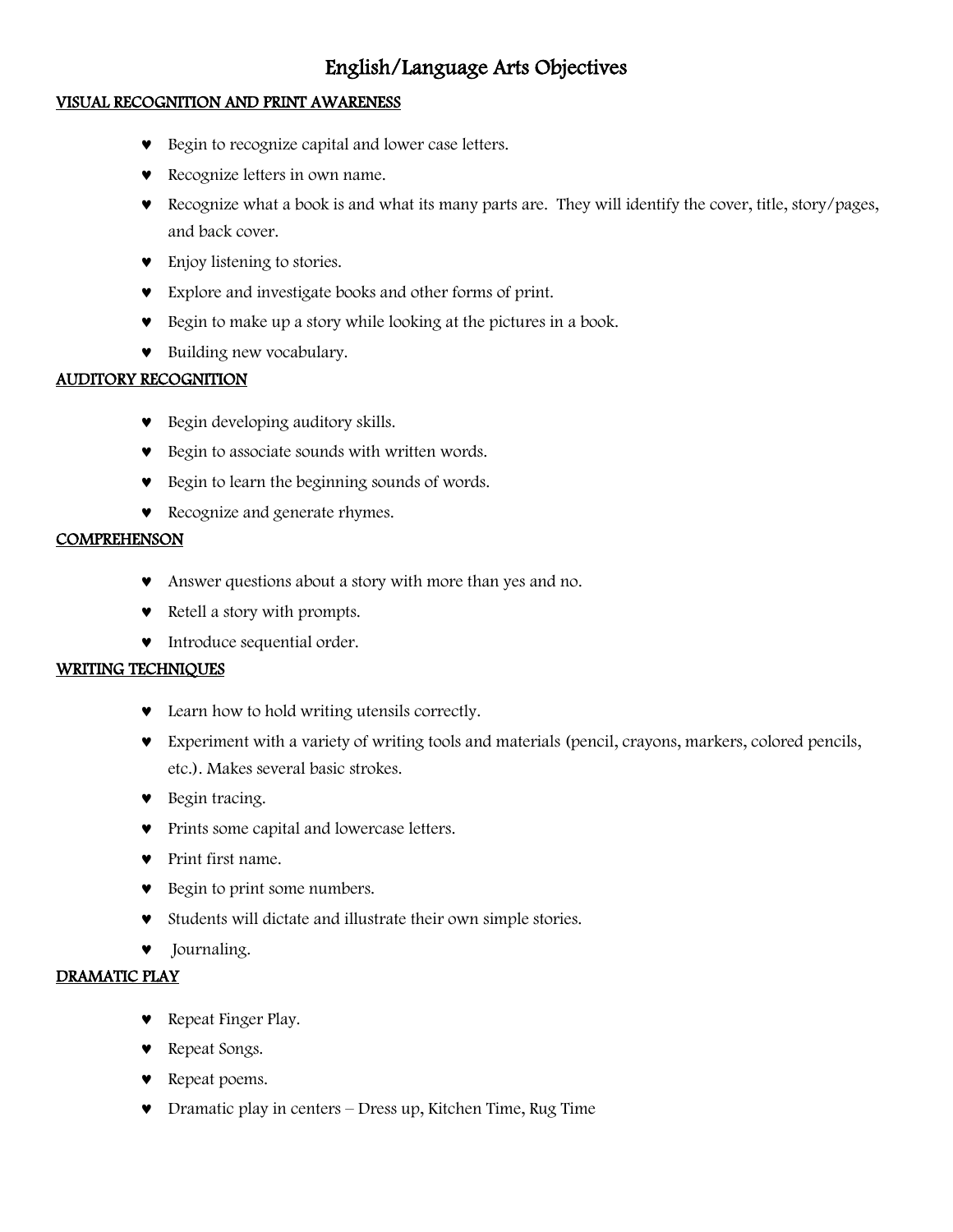# English/Language Arts Objectives

## VISUAL RECOGNITION AND PRINT AWARENESS

- Begin to recognize capital and lower case letters.
- Recognize letters in own name.
- Recognize what a book is and what its many parts are. They will identify the cover, title, story/pages, and back cover.
- Enjoy listening to stories.
- Explore and investigate books and other forms of print.
- Begin to make up a story while looking at the pictures in a book.
- Building new vocabulary.

## AUDITORY RECOGNITION

- Begin developing auditory skills.
- Begin to associate sounds with written words.
- Begin to learn the beginning sounds of words.
- Recognize and generate rhymes.

## COMPREHENSON

- Answer questions about a story with more than yes and no.
- Retell a story with prompts.
- Introduce sequential order.

## WRITING TECHNIQUES

- Learn how to hold writing utensils correctly.
- Experiment with a variety of writing tools and materials (pencil, crayons, markers, colored pencils, etc.). Makes several basic strokes.
- Begin tracing.
- Prints some capital and lowercase letters.
- Print first name.
- Begin to print some numbers.
- Students will dictate and illustrate their own simple stories.
- Journaling.

## DRAMATIC PLAY

- Repeat Finger Play.
- Repeat Songs.
- Repeat poems.
- Dramatic play in centers – Dress up, Kitchen Time, Rug Time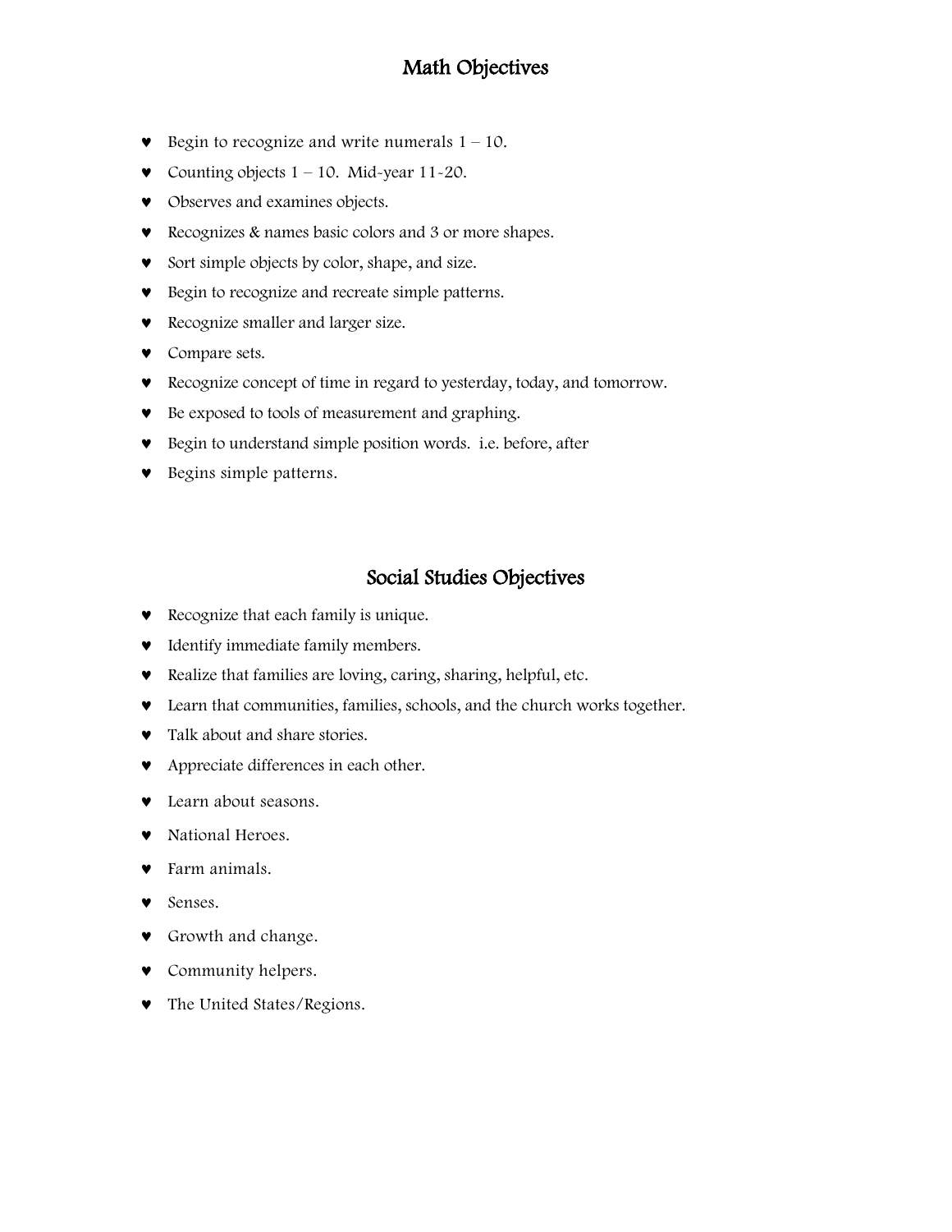## Math Objectives

- Begin to recognize and write numerals 1 – 10.
- Counting objects 1 – 10. Mid-year 11-20.
- Observes and examines objects.
- Recognizes & names basic colors and 3 or more shapes.
- Sort simple objects by color, shape, and size.
- Begin to recognize and recreate simple patterns.
- Recognize smaller and larger size.
- Compare sets.
- Recognize concept of time in regard to yesterday, today, and tomorrow.
- Be exposed to tools of measurement and graphing.
- Begin to understand simple position words. i.e. before, after
- Begins simple patterns.

## Social Studies Objectives

- Recognize that each family is unique.
- Identify immediate family members.
- Realize that families are loving, caring, sharing, helpful, etc.
- Learn that communities, families, schools, and the church works together.
- Talk about and share stories.
- Appreciate differences in each other.
- Learn about seasons.
- National Heroes.
- Farm animals.
- Senses.
- Growth and change.
- Community helpers.
- The United States/Regions.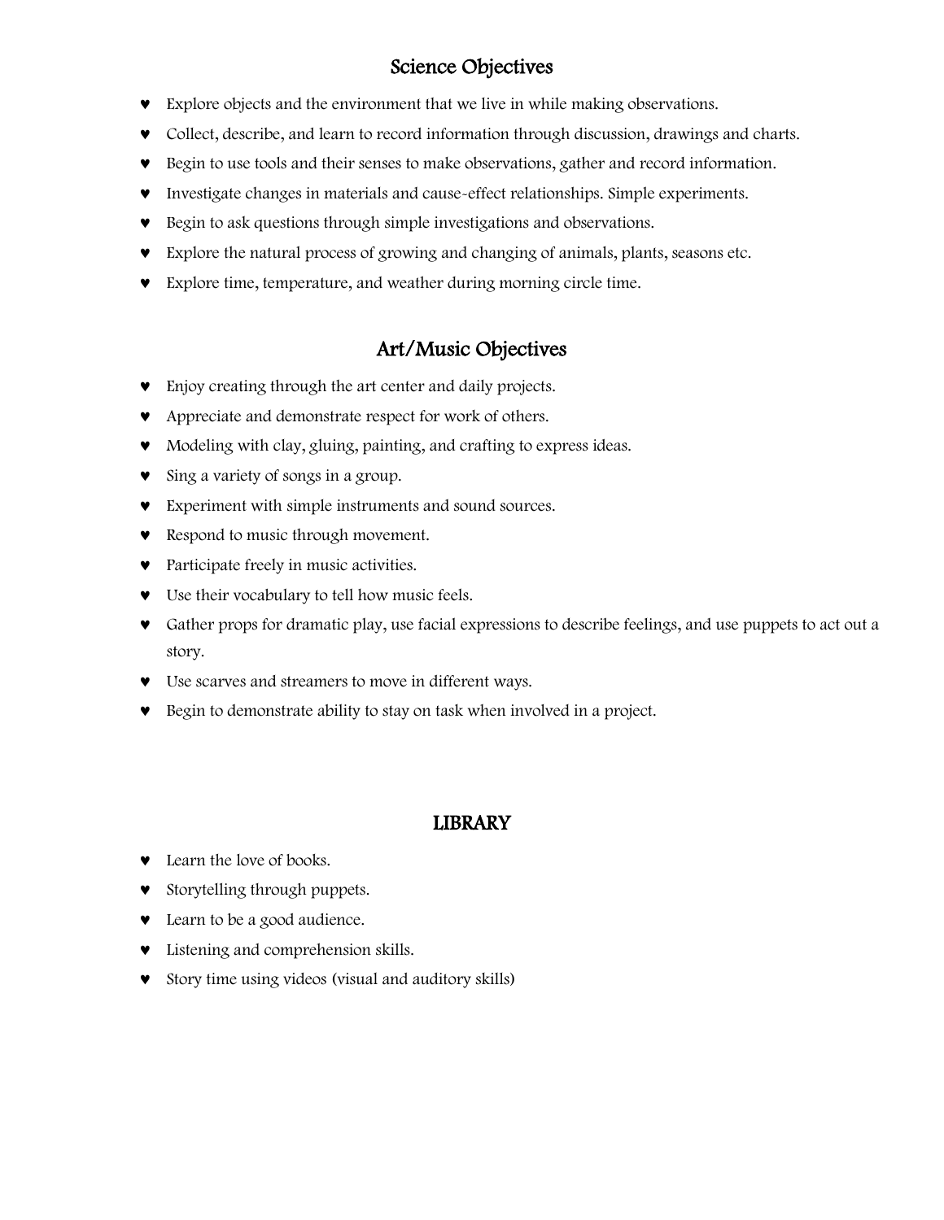## Science Objectives

- Explore objects and the environment that we live in while making observations.
- Collect, describe, and learn to record information through discussion, drawings and charts.
- Begin to use tools and their senses to make observations, gather and record information.
- Investigate changes in materials and cause-effect relationships. Simple experiments.
- Begin to ask questions through simple investigations and observations.
- Explore the natural process of growing and changing of animals, plants, seasons etc.
- Explore time, temperature, and weather during morning circle time.

## Art/Music Objectives

- Enjoy creating through the art center and daily projects.
- Appreciate and demonstrate respect for work of others.
- Modeling with clay, gluing, painting, and crafting to express ideas.
- Sing a variety of songs in a group.
- Experiment with simple instruments and sound sources.
- Respond to music through movement.
- Participate freely in music activities.
- Use their vocabulary to tell how music feels.
- Gather props for dramatic play, use facial expressions to describe feelings, and use puppets to act out a story.
- Use scarves and streamers to move in different ways.
- Begin to demonstrate ability to stay on task when involved in a project.

## LIBRARY

- Learn the love of books.
- Storytelling through puppets.
- Learn to be a good audience.
- Listening and comprehension skills.
- Story time using videos (visual and auditory skills)